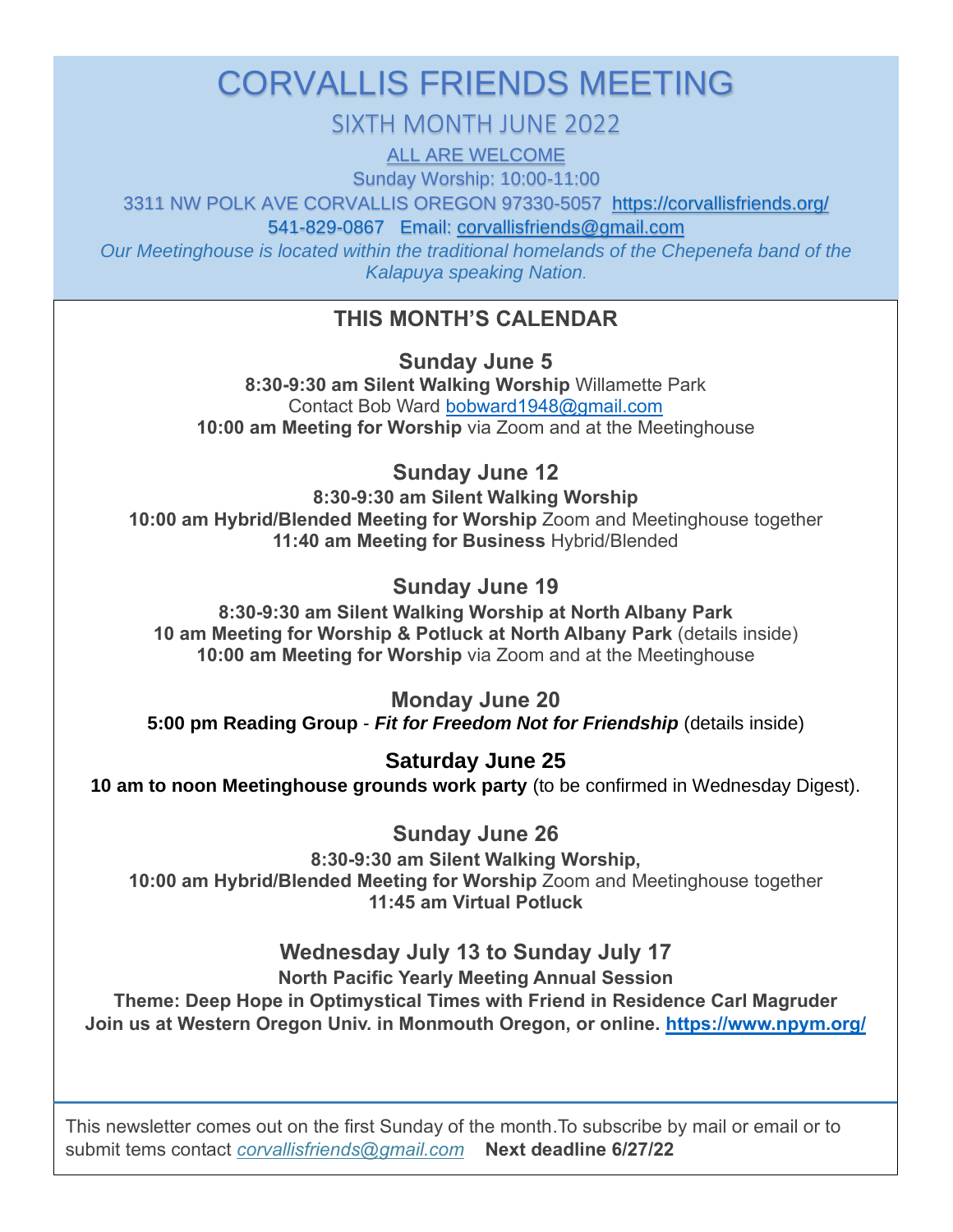# CORVALLIS FRIENDS MEETING

## SIXTH MONTH JUNE 2022

ALL ARE WELCOME

Sunday Worship: 10:00-11:00

3311 NW POLK AVE CORVALLIS OREGON 97330-5057 https://corvallisfriends.org/

541-829-0867 Email: corvallisfriends@gmail.com

*Our Meetinghouse is located within the traditional homelands of the Chepenefa band of the Kalapuya speaking Nation.*

## THIS MONTH'S CALENDAR

### Sunday June 5

**8:30-9:30 am Silent Walking Worship** Willamette Park

Contact Bob Ward bobward1948@gmail.com

**10:00 am Meeting for Worship** via Zoom and at the Meetinghouse

### Sunday June 12

**8:30-9:30 am Silent Walking Worship**

**10:00 am Hybrid/Blended Meeting for Worship** Zoom and Meetinghouse together

**11:40 am Meeting for Business** Hybrid/Blended

### Sunday June 19

**8:30-9:30 am Silent Walking Worship at North Albany Park**

**10 am Meeting for Worship & Potluck at North Albany Park** (details inside)

**10:00 am Meeting for Worship** via Zoom and at the Meetinghouse

### Monday June 20

**5:00 pm Reading Group** - ***Fit for Freedom Not for Friendship*** (details inside)

### Saturday June 25

**10 am to noon Meetinghouse grounds work party** (to be confirmed in Wednesday Digest).

### Sunday June 26

**8:30-9:30 am Silent Walking Worship,**

**10:00 am Hybrid/Blended Meeting for Worship** Zoom and Meetinghouse together

**11:45 am Virtual Potluck**

### Wednesday July 13 to Sunday July 17

**North Pacific Yearly Meeting Annual Session**

**Theme: Deep Hope in Optimystical Times with Friend in Residence Carl Magruder**

**Join us at Western Oregon Univ. in Monmouth Oregon, or online. https://www.npym.org/**

This newsletter comes out on the first Sunday of the month.To subscribe by mail or email or to submit tems contact *corvallisfriends@gmail.com* **Next deadline 6/27/22**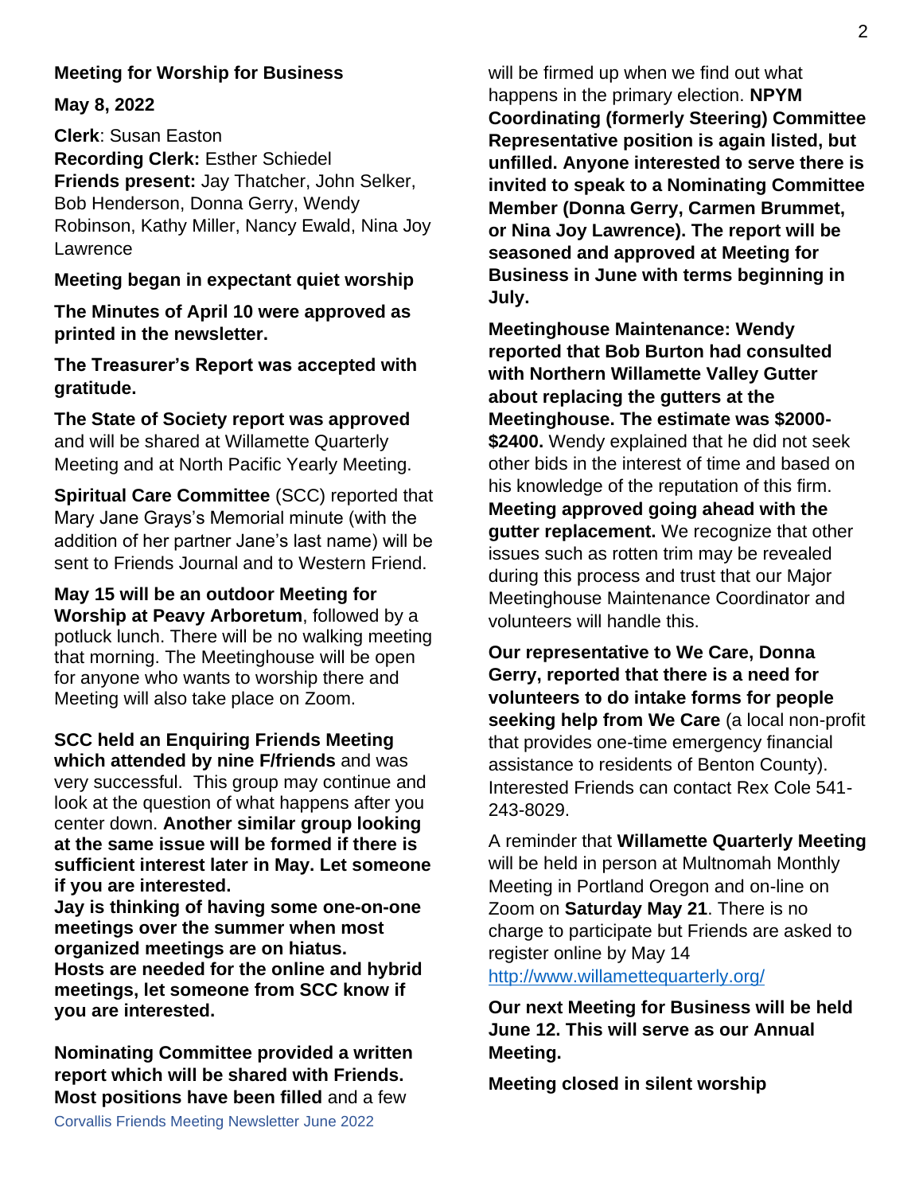**Meeting for Worship for Business**

**May 8, 2022**

**Clerk**: Susan Easton
**Recording Clerk:** Esther Schiedel
**Friends present:** Jay Thatcher, John Selker, Bob Henderson, Donna Gerry, Wendy Robinson, Kathy Miller, Nancy Ewald, Nina Joy Lawrence

**Meeting began in expectant quiet worship**

**The Minutes of April 10 were approved as printed in the newsletter.**

**The Treasurer's Report was accepted with gratitude.**

**The State of Society report was approved** and will be shared at Willamette Quarterly Meeting and at North Pacific Yearly Meeting.

**Spiritual Care Committee** (SCC) reported that Mary Jane Grays's Memorial minute (with the addition of her partner Jane's last name) will be sent to Friends Journal and to Western Friend.

**May 15 will be an outdoor Meeting for Worship at Peavy Arboretum**, followed by a potluck lunch. There will be no walking meeting that morning. The Meetinghouse will be open for anyone who wants to worship there and Meeting will also take place on Zoom.

**SCC held an Enquiring Friends Meeting which attended by nine F/friends** and was very successful. This group may continue and look at the question of what happens after you center down. **Another similar group looking at the same issue will be formed if there is sufficient interest later in May. Let someone if you are interested.**
**Jay is thinking of having some one-on-one meetings over the summer when most organized meetings are on hiatus.**
**Hosts are needed for the online and hybrid meetings, let someone from SCC know if you are interested.**

**Nominating Committee provided a written report which will be shared with Friends. Most positions have been filled** and a few will be firmed up when we find out what happens in the primary election. **NPYM Coordinating (formerly Steering) Committee Representative position is again listed, but unfilled. Anyone interested to serve there is invited to speak to a Nominating Committee Member (Donna Gerry, Carmen Brummet, or Nina Joy Lawrence). The report will be seasoned and approved at Meeting for Business in June with terms beginning in July.**

**Meetinghouse Maintenance: Wendy reported that Bob Burton had consulted with Northern Willamette Valley Gutter about replacing the gutters at the Meetinghouse. The estimate was $2000-$2400.** Wendy explained that he did not seek other bids in the interest of time and based on his knowledge of the reputation of this firm. **Meeting approved going ahead with the gutter replacement.** We recognize that other issues such as rotten trim may be revealed during this process and trust that our Major Meetinghouse Maintenance Coordinator and volunteers will handle this.

**Our representative to We Care, Donna Gerry, reported that there is a need for volunteers to do intake forms for people seeking help from We Care** (a local non-profit that provides one-time emergency financial assistance to residents of Benton County). Interested Friends can contact Rex Cole 541-243-8029.

A reminder that **Willamette Quarterly Meeting** will be held in person at Multnomah Monthly Meeting in Portland Oregon and on-line on Zoom on **Saturday May 21**. There is no charge to participate but Friends are asked to register online by May 14
http://www.willamettequarterly.org/

**Our next Meeting for Business will be held June 12. This will serve as our Annual Meeting.**

**Meeting closed in silent worship**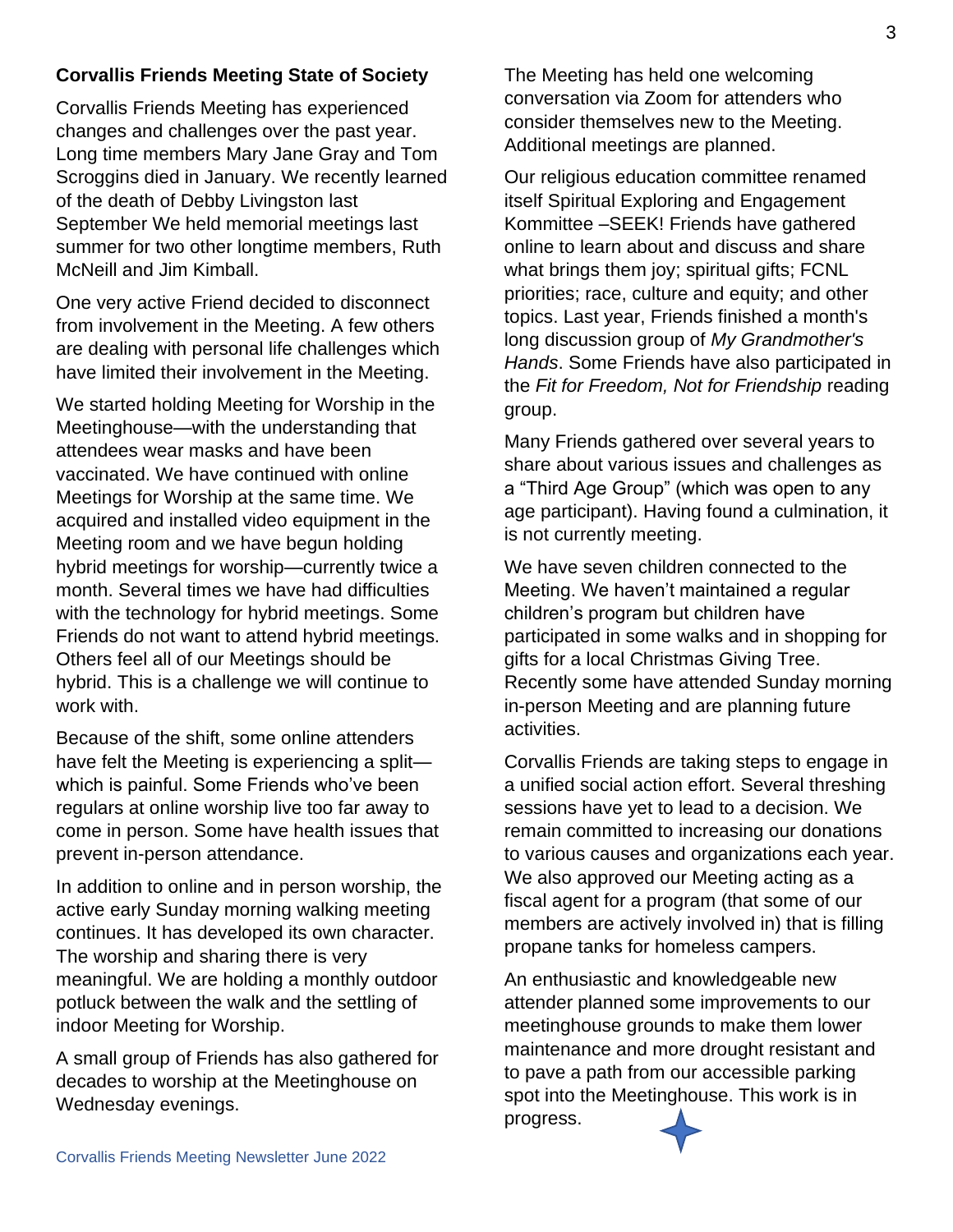**Corvallis Friends Meeting State of Society**

Corvallis Friends Meeting has experienced changes and challenges over the past year. Long time members Mary Jane Gray and Tom Scroggins died in January. We recently learned of the death of Debby Livingston last September We held memorial meetings last summer for two other longtime members, Ruth McNeill and Jim Kimball.

One very active Friend decided to disconnect from involvement in the Meeting. A few others are dealing with personal life challenges which have limited their involvement in the Meeting.

We started holding Meeting for Worship in the Meetinghouse—with the understanding that attendees wear masks and have been vaccinated. We have continued with online Meetings for Worship at the same time. We acquired and installed video equipment in the Meeting room and we have begun holding hybrid meetings for worship—currently twice a month. Several times we have had difficulties with the technology for hybrid meetings. Some Friends do not want to attend hybrid meetings. Others feel all of our Meetings should be hybrid. This is a challenge we will continue to work with.

Because of the shift, some online attenders have felt the Meeting is experiencing a split—which is painful. Some Friends who've been regulars at online worship live too far away to come in person. Some have health issues that prevent in-person attendance.

In addition to online and in person worship, the active early Sunday morning walking meeting continues. It has developed its own character. The worship and sharing there is very meaningful. We are holding a monthly outdoor potluck between the walk and the settling of indoor Meeting for Worship.

A small group of Friends has also gathered for decades to worship at the Meetinghouse on Wednesday evenings.

The Meeting has held one welcoming conversation via Zoom for attenders who consider themselves new to the Meeting. Additional meetings are planned.

Our religious education committee renamed itself Spiritual Exploring and Engagement Kommittee –SEEK! Friends have gathered online to learn about and discuss and share what brings them joy; spiritual gifts; FCNL priorities; race, culture and equity; and other topics. Last year, Friends finished a month's long discussion group of *My Grandmother's Hands*. Some Friends have also participated in the *Fit for Freedom, Not for Friendship* reading group.

Many Friends gathered over several years to share about various issues and challenges as a "Third Age Group" (which was open to any age participant). Having found a culmination, it is not currently meeting.

We have seven children connected to the Meeting. We haven't maintained a regular children's program but children have participated in some walks and in shopping for gifts for a local Christmas Giving Tree. Recently some have attended Sunday morning in-person Meeting and are planning future activities.

Corvallis Friends are taking steps to engage in a unified social action effort. Several threshing sessions have yet to lead to a decision. We remain committed to increasing our donations to various causes and organizations each year. We also approved our Meeting acting as a fiscal agent for a program (that some of our members are actively involved in) that is filling propane tanks for homeless campers.

An enthusiastic and knowledgeable new attender planned some improvements to our meetinghouse grounds to make them lower maintenance and more drought resistant and to pave a path from our accessible parking spot into the Meetinghouse. This work is in progress.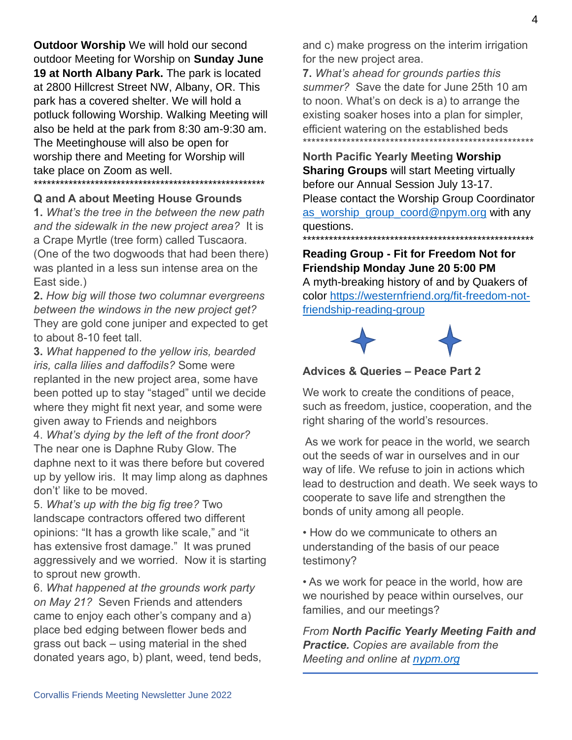**Outdoor Worship** We will hold our second outdoor Meeting for Worship on **Sunday June 19 at North Albany Park.** The park is located at 2800 Hillcrest Street NW, Albany, OR. This park has a covered shelter. We will hold a potluck following Worship. Walking Meeting will also be held at the park from 8:30 am-9:30 am. The Meetinghouse will also be open for worship there and Meeting for Worship will take place on Zoom as well.

*******************************************************

**Q and A about Meeting House Grounds**

**1.** *What's the tree in the between the new path and the sidewalk in the new project area?* It is a Crape Myrtle (tree form) called Tuscaora. (One of the two dogwoods that had been there) was planted in a less sun intense area on the East side.)

**2.** *How big will those two columnar evergreens between the windows in the new project get?* They are gold cone juniper and expected to get to about 8-10 feet tall.

**3.** *What happened to the yellow iris, bearded iris, calla lilies and daffodils?* Some were replanted in the new project area, some have been potted up to stay "staged" until we decide where they might fit next year, and some were given away to Friends and neighbors

4. *What's dying by the left of the front door?* The near one is Daphne Ruby Glow. The daphne next to it was there before but covered up by yellow iris. It may limp along as daphnes don't' like to be moved.

5. *What's up with the big fig tree?* Two landscape contractors offered two different opinions: "It has a growth like scale," and "it has extensive frost damage." It was pruned aggressively and we worried. Now it is starting to sprout new growth.

6. *What happened at the grounds work party on May 21?* Seven Friends and attenders came to enjoy each other's company and a) place bed edging between flower beds and grass out back – using material in the shed donated years ago, b) plant, weed, tend beds, and c) make progress on the interim irrigation for the new project area.

**7.** *What's ahead for grounds parties this summer?* Save the date for June 25th 10 am to noon. What's on deck is a) to arrange the existing soaker hoses into a plan for simpler, efficient watering on the established beds

*******************************************************

**North Pacific Yearly Meeting Worship Sharing Groups** will start Meeting virtually before our Annual Session July 13-17. Please contact the Worship Group Coordinator [as_worship_group_coord@npym.org](mailto:as_worship_group_coord@npym.org) with any questions.

*******************************************************

**Reading Group - Fit for Freedom Not for Friendship Monday June 20 5:00 PM**

A myth-breaking history of and by Quakers of color [https://westernfriend.org/fit-freedom-not-friendship-reading-group](https://westernfriend.org/fit-freedom-not-friendship-reading-group)

**Advices & Queries – Peace Part 2**

We work to create the conditions of peace, such as freedom, justice, cooperation, and the right sharing of the world's resources.

As we work for peace in the world, we search out the seeds of war in ourselves and in our way of life. We refuse to join in actions which lead to destruction and death. We seek ways to cooperate to save life and strengthen the bonds of unity among all people.

• How do we communicate to others an understanding of the basis of our peace testimony?

• As we work for peace in the world, how are we nourished by peace within ourselves, our families, and our meetings?

*From **North Pacific Yearly Meeting Faith and Practice.** Copies are available from the Meeting and online at [nypm.org](http://nypm.org)*